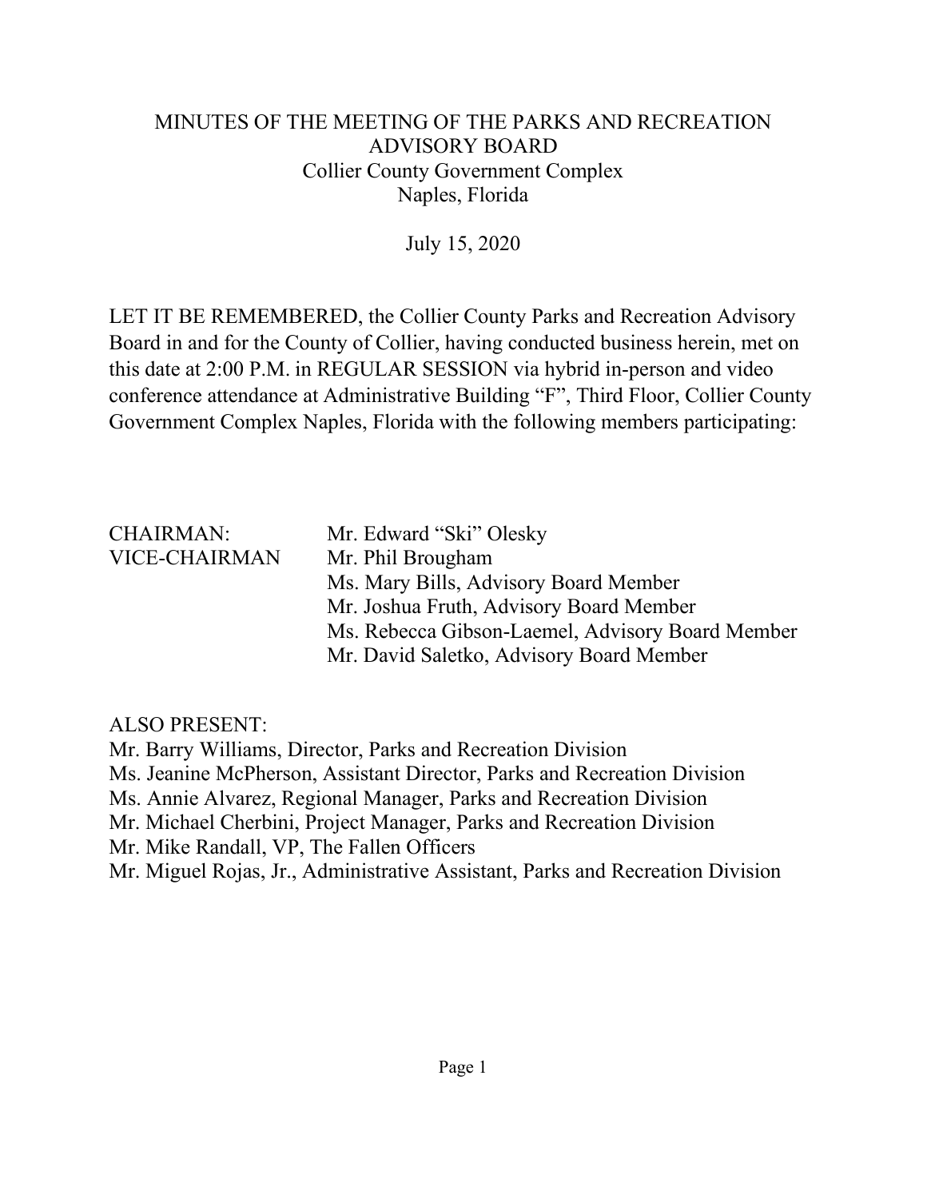# MINUTES OF THE MEETING OF THE PARKS AND RECREATION ADVISORY BOARD

Collier County Government Complex
Naples, Florida

July 15, 2020

LET IT BE REMEMBERED, the Collier County Parks and Recreation Advisory Board in and for the County of Collier, having conducted business herein, met on this date at 2:00 P.M. in REGULAR SESSION via hybrid in-person and video conference attendance at Administrative Building "F", Third Floor, Collier County Government Complex Naples, Florida with the following members participating:

| | |
|---|---|
| CHAIRMAN: | Mr. Edward "Ski" Olesky |
| VICE-CHAIRMAN | Mr. Phil Brougham |
| | Ms. Mary Bills, Advisory Board Member |
| | Mr. Joshua Fruth, Advisory Board Member |
| | Ms. Rebecca Gibson-Laemel, Advisory Board Member |
| | Mr. David Saletko, Advisory Board Member |

ALSO PRESENT:
Mr. Barry Williams, Director, Parks and Recreation Division
Ms. Jeanine McPherson, Assistant Director, Parks and Recreation Division
Ms. Annie Alvarez, Regional Manager, Parks and Recreation Division
Mr. Michael Cherbini, Project Manager, Parks and Recreation Division
Mr. Mike Randall, VP, The Fallen Officers
Mr. Miguel Rojas, Jr., Administrative Assistant, Parks and Recreation Division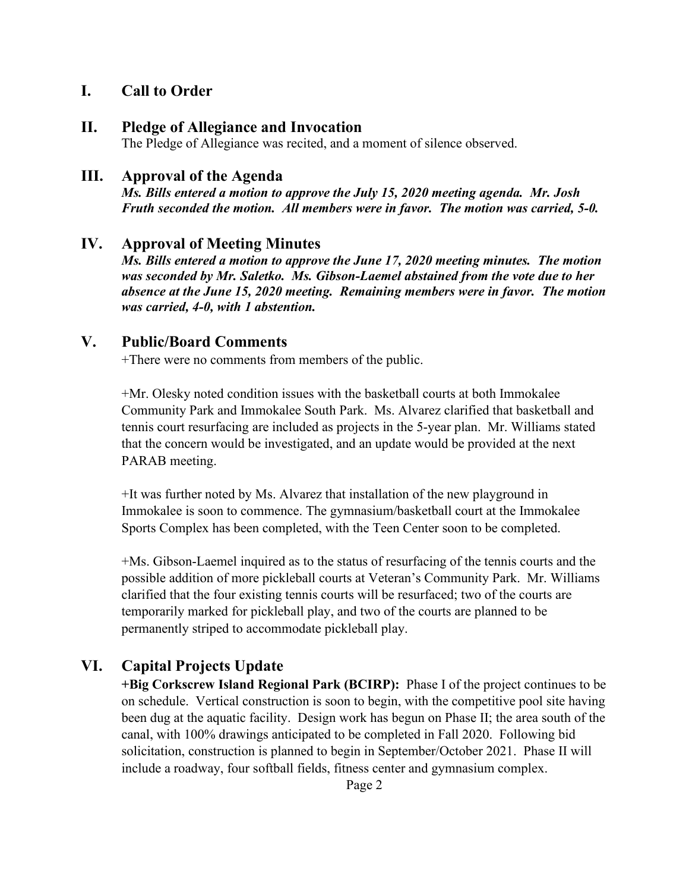## I. Call to Order

## II. Pledge of Allegiance and Invocation

The Pledge of Allegiance was recited, and a moment of silence observed.

## III. Approval of the Agenda

***Ms. Bills entered a motion to approve the July 15, 2020 meeting agenda. Mr. Josh Fruth seconded the motion. All members were in favor. The motion was carried, 5-0.***

## IV. Approval of Meeting Minutes

***Ms. Bills entered a motion to approve the June 17, 2020 meeting minutes. The motion was seconded by Mr. Saletko. Ms. Gibson-Laemel abstained from the vote due to her absence at the June 15, 2020 meeting. Remaining members were in favor. The motion was carried, 4-0, with 1 abstention.***

## V. Public/Board Comments

+There were no comments from members of the public.

+Mr. Olesky noted condition issues with the basketball courts at both Immokalee Community Park and Immokalee South Park. Ms. Alvarez clarified that basketball and tennis court resurfacing are included as projects in the 5-year plan. Mr. Williams stated that the concern would be investigated, and an update would be provided at the next PARAB meeting.

+It was further noted by Ms. Alvarez that installation of the new playground in Immokalee is soon to commence. The gymnasium/basketball court at the Immokalee Sports Complex has been completed, with the Teen Center soon to be completed.

+Ms. Gibson-Laemel inquired as to the status of resurfacing of the tennis courts and the possible addition of more pickleball courts at Veteran's Community Park. Mr. Williams clarified that the four existing tennis courts will be resurfaced; two of the courts are temporarily marked for pickleball play, and two of the courts are planned to be permanently striped to accommodate pickleball play.

## VI. Capital Projects Update

**+Big Corkscrew Island Regional Park (BCIRP):** Phase I of the project continues to be on schedule. Vertical construction is soon to begin, with the competitive pool site having been dug at the aquatic facility. Design work has begun on Phase II; the area south of the canal, with 100% drawings anticipated to be completed in Fall 2020. Following bid solicitation, construction is planned to begin in September/October 2021. Phase II will include a roadway, four softball fields, fitness center and gymnasium complex.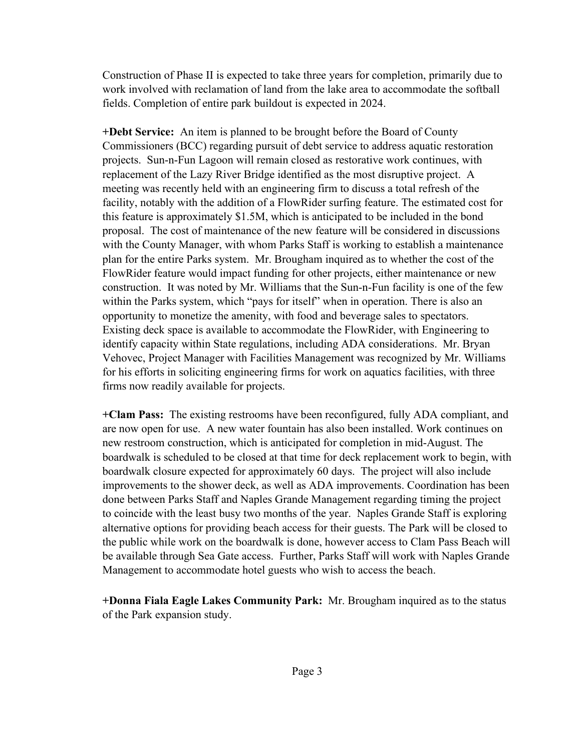Construction of Phase II is expected to take three years for completion, primarily due to work involved with reclamation of land from the lake area to accommodate the softball fields. Completion of entire park buildout is expected in 2024.

**+Debt Service:** An item is planned to be brought before the Board of County Commissioners (BCC) regarding pursuit of debt service to address aquatic restoration projects. Sun-n-Fun Lagoon will remain closed as restorative work continues, with replacement of the Lazy River Bridge identified as the most disruptive project. A meeting was recently held with an engineering firm to discuss a total refresh of the facility, notably with the addition of a FlowRider surfing feature. The estimated cost for this feature is approximately $1.5M, which is anticipated to be included in the bond proposal. The cost of maintenance of the new feature will be considered in discussions with the County Manager, with whom Parks Staff is working to establish a maintenance plan for the entire Parks system. Mr. Brougham inquired as to whether the cost of the FlowRider feature would impact funding for other projects, either maintenance or new construction. It was noted by Mr. Williams that the Sun-n-Fun facility is one of the few within the Parks system, which "pays for itself" when in operation. There is also an opportunity to monetize the amenity, with food and beverage sales to spectators. Existing deck space is available to accommodate the FlowRider, with Engineering to identify capacity within State regulations, including ADA considerations. Mr. Bryan Vehovec, Project Manager with Facilities Management was recognized by Mr. Williams for his efforts in soliciting engineering firms for work on aquatics facilities, with three firms now readily available for projects.

**+Clam Pass:** The existing restrooms have been reconfigured, fully ADA compliant, and are now open for use. A new water fountain has also been installed. Work continues on new restroom construction, which is anticipated for completion in mid-August. The boardwalk is scheduled to be closed at that time for deck replacement work to begin, with boardwalk closure expected for approximately 60 days. The project will also include improvements to the shower deck, as well as ADA improvements. Coordination has been done between Parks Staff and Naples Grande Management regarding timing the project to coincide with the least busy two months of the year. Naples Grande Staff is exploring alternative options for providing beach access for their guests. The Park will be closed to the public while work on the boardwalk is done, however access to Clam Pass Beach will be available through Sea Gate access. Further, Parks Staff will work with Naples Grande Management to accommodate hotel guests who wish to access the beach.

**+Donna Fiala Eagle Lakes Community Park:** Mr. Brougham inquired as to the status of the Park expansion study.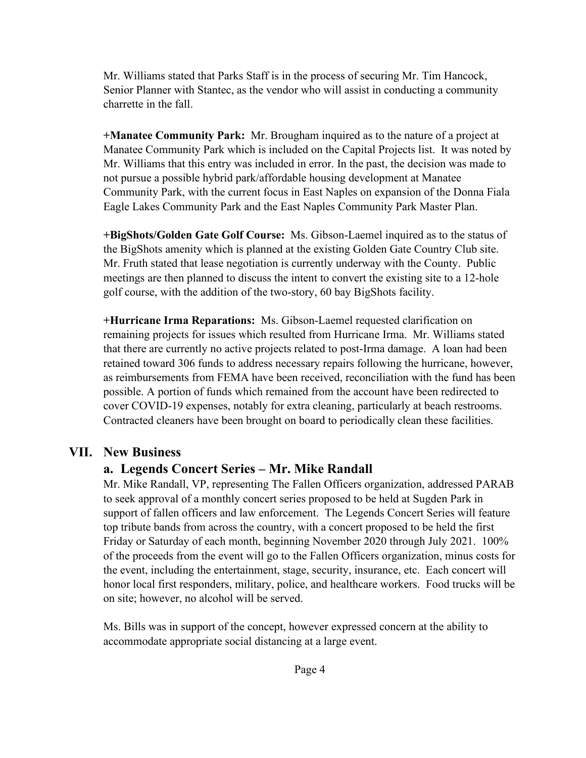Mr. Williams stated that Parks Staff is in the process of securing Mr. Tim Hancock, Senior Planner with Stantec, as the vendor who will assist in conducting a community charrette in the fall.

**+Manatee Community Park:** Mr. Brougham inquired as to the nature of a project at Manatee Community Park which is included on the Capital Projects list. It was noted by Mr. Williams that this entry was included in error. In the past, the decision was made to not pursue a possible hybrid park/affordable housing development at Manatee Community Park, with the current focus in East Naples on expansion of the Donna Fiala Eagle Lakes Community Park and the East Naples Community Park Master Plan.

**+BigShots/Golden Gate Golf Course:** Ms. Gibson-Laemel inquired as to the status of the BigShots amenity which is planned at the existing Golden Gate Country Club site. Mr. Fruth stated that lease negotiation is currently underway with the County. Public meetings are then planned to discuss the intent to convert the existing site to a 12-hole golf course, with the addition of the two-story, 60 bay BigShots facility.

**+Hurricane Irma Reparations:** Ms. Gibson-Laemel requested clarification on remaining projects for issues which resulted from Hurricane Irma. Mr. Williams stated that there are currently no active projects related to post-Irma damage. A loan had been retained toward 306 funds to address necessary repairs following the hurricane, however, as reimbursements from FEMA have been received, reconciliation with the fund has been possible. A portion of funds which remained from the account have been redirected to cover COVID-19 expenses, notably for extra cleaning, particularly at beach restrooms. Contracted cleaners have been brought on board to periodically clean these facilities.

## VII. New Business

### a. Legends Concert Series – Mr. Mike Randall

Mr. Mike Randall, VP, representing The Fallen Officers organization, addressed PARAB to seek approval of a monthly concert series proposed to be held at Sugden Park in support of fallen officers and law enforcement. The Legends Concert Series will feature top tribute bands from across the country, with a concert proposed to be held the first Friday or Saturday of each month, beginning November 2020 through July 2021. 100% of the proceeds from the event will go to the Fallen Officers organization, minus costs for the event, including the entertainment, stage, security, insurance, etc. Each concert will honor local first responders, military, police, and healthcare workers. Food trucks will be on site; however, no alcohol will be served.

Ms. Bills was in support of the concept, however expressed concern at the ability to accommodate appropriate social distancing at a large event.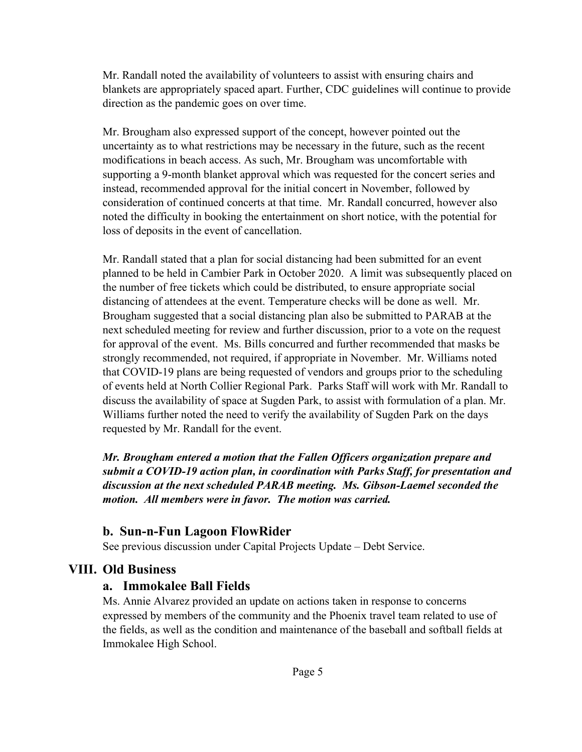Mr. Randall noted the availability of volunteers to assist with ensuring chairs and blankets are appropriately spaced apart. Further, CDC guidelines will continue to provide direction as the pandemic goes on over time.

Mr. Brougham also expressed support of the concept, however pointed out the uncertainty as to what restrictions may be necessary in the future, such as the recent modifications in beach access. As such, Mr. Brougham was uncomfortable with supporting a 9-month blanket approval which was requested for the concert series and instead, recommended approval for the initial concert in November, followed by consideration of continued concerts at that time. Mr. Randall concurred, however also noted the difficulty in booking the entertainment on short notice, with the potential for loss of deposits in the event of cancellation.

Mr. Randall stated that a plan for social distancing had been submitted for an event planned to be held in Cambier Park in October 2020. A limit was subsequently placed on the number of free tickets which could be distributed, to ensure appropriate social distancing of attendees at the event. Temperature checks will be done as well. Mr. Brougham suggested that a social distancing plan also be submitted to PARAB at the next scheduled meeting for review and further discussion, prior to a vote on the request for approval of the event. Ms. Bills concurred and further recommended that masks be strongly recommended, not required, if appropriate in November. Mr. Williams noted that COVID-19 plans are being requested of vendors and groups prior to the scheduling of events held at North Collier Regional Park. Parks Staff will work with Mr. Randall to discuss the availability of space at Sugden Park, to assist with formulation of a plan. Mr. Williams further noted the need to verify the availability of Sugden Park on the days requested by Mr. Randall for the event.

***Mr. Brougham entered a motion that the Fallen Officers organization prepare and submit a COVID-19 action plan, in coordination with Parks Staff, for presentation and discussion at the next scheduled PARAB meeting. Ms. Gibson-Laemel seconded the motion. All members were in favor. The motion was carried.***

### b. Sun-n-Fun Lagoon FlowRider

See previous discussion under Capital Projects Update – Debt Service.

## VIII. Old Business

### a. Immokalee Ball Fields

Ms. Annie Alvarez provided an update on actions taken in response to concerns expressed by members of the community and the Phoenix travel team related to use of the fields, as well as the condition and maintenance of the baseball and softball fields at Immokalee High School.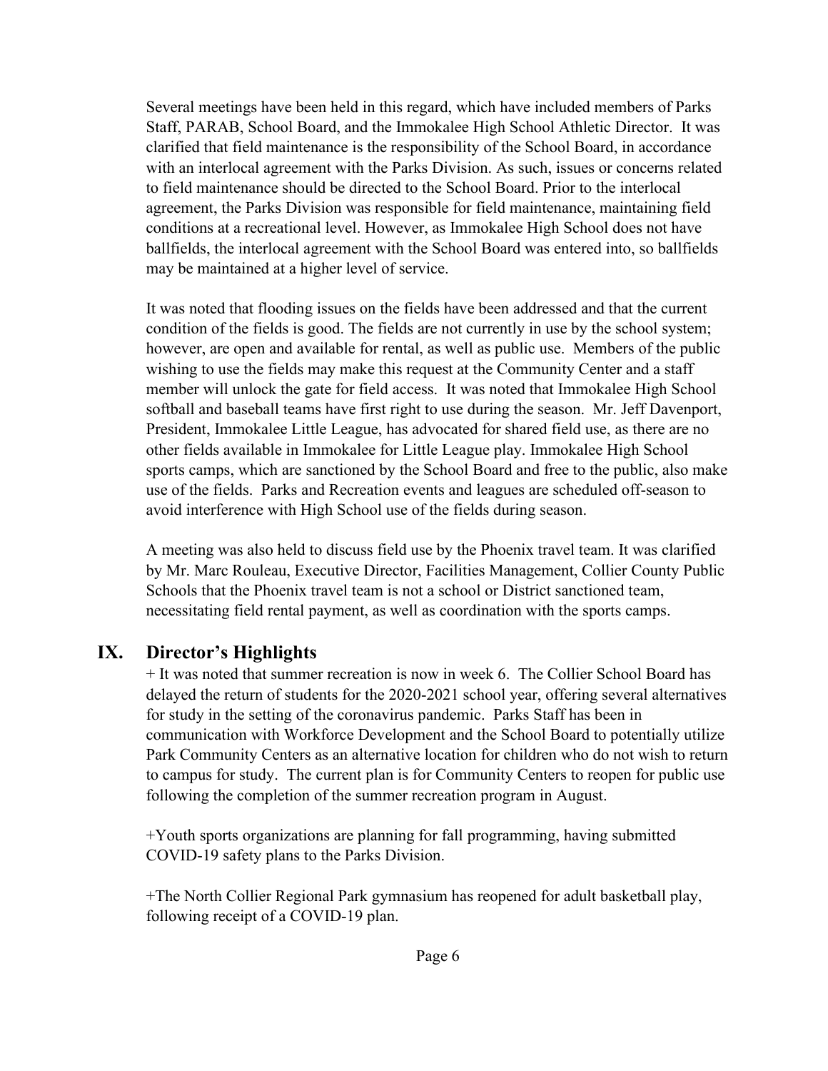Several meetings have been held in this regard, which have included members of Parks Staff, PARAB, School Board, and the Immokalee High School Athletic Director. It was clarified that field maintenance is the responsibility of the School Board, in accordance with an interlocal agreement with the Parks Division. As such, issues or concerns related to field maintenance should be directed to the School Board. Prior to the interlocal agreement, the Parks Division was responsible for field maintenance, maintaining field conditions at a recreational level. However, as Immokalee High School does not have ballfields, the interlocal agreement with the School Board was entered into, so ballfields may be maintained at a higher level of service.

It was noted that flooding issues on the fields have been addressed and that the current condition of the fields is good. The fields are not currently in use by the school system; however, are open and available for rental, as well as public use. Members of the public wishing to use the fields may make this request at the Community Center and a staff member will unlock the gate for field access. It was noted that Immokalee High School softball and baseball teams have first right to use during the season. Mr. Jeff Davenport, President, Immokalee Little League, has advocated for shared field use, as there are no other fields available in Immokalee for Little League play. Immokalee High School sports camps, which are sanctioned by the School Board and free to the public, also make use of the fields. Parks and Recreation events and leagues are scheduled off-season to avoid interference with High School use of the fields during season.

A meeting was also held to discuss field use by the Phoenix travel team. It was clarified by Mr. Marc Rouleau, Executive Director, Facilities Management, Collier County Public Schools that the Phoenix travel team is not a school or District sanctioned team, necessitating field rental payment, as well as coordination with the sports camps.

## IX. Director's Highlights

+ It was noted that summer recreation is now in week 6. The Collier School Board has delayed the return of students for the 2020-2021 school year, offering several alternatives for study in the setting of the coronavirus pandemic. Parks Staff has been in communication with Workforce Development and the School Board to potentially utilize Park Community Centers as an alternative location for children who do not wish to return to campus for study. The current plan is for Community Centers to reopen for public use following the completion of the summer recreation program in August.

+Youth sports organizations are planning for fall programming, having submitted COVID-19 safety plans to the Parks Division.

+The North Collier Regional Park gymnasium has reopened for adult basketball play, following receipt of a COVID-19 plan.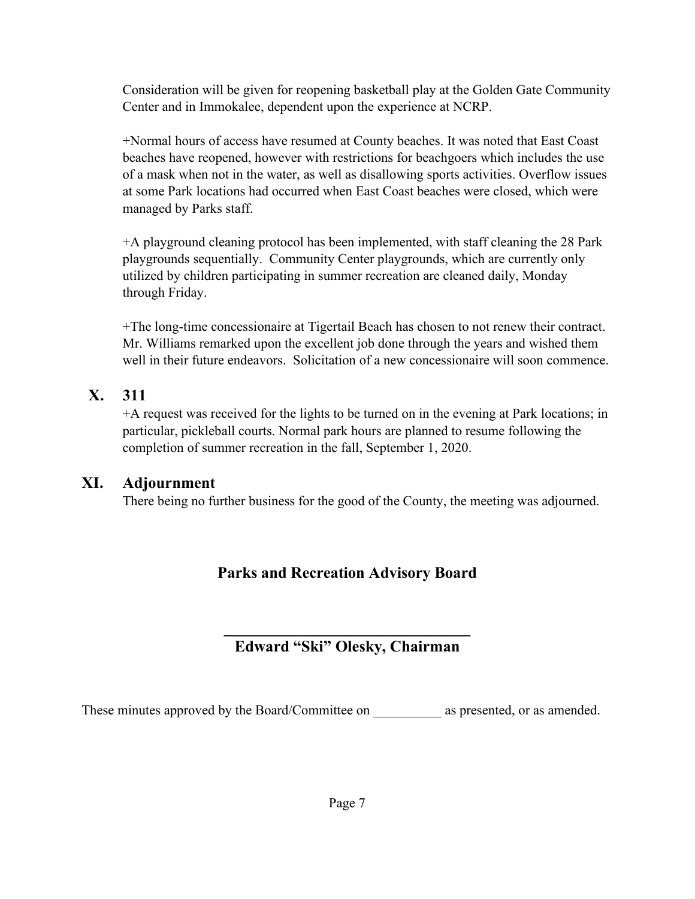Consideration will be given for reopening basketball play at the Golden Gate Community Center and in Immokalee, dependent upon the experience at NCRP.

+Normal hours of access have resumed at County beaches. It was noted that East Coast beaches have reopened, however with restrictions for beachgoers which includes the use of a mask when not in the water, as well as disallowing sports activities. Overflow issues at some Park locations had occurred when East Coast beaches were closed, which were managed by Parks staff.

+A playground cleaning protocol has been implemented, with staff cleaning the 28 Park playgrounds sequentially. Community Center playgrounds, which are currently only utilized by children participating in summer recreation are cleaned daily, Monday through Friday.

+The long-time concessionaire at Tigertail Beach has chosen to not renew their contract. Mr. Williams remarked upon the excellent job done through the years and wished them well in their future endeavors. Solicitation of a new concessionaire will soon commence.

## X. 311

+A request was received for the lights to be turned on in the evening at Park locations; in particular, pickleball courts. Normal park hours are planned to resume following the completion of summer recreation in the fall, September 1, 2020.

## XI. Adjournment

There being no further business for the good of the County, the meeting was adjourned.

**Parks and Recreation Advisory Board**

\_\_\_\_\_\_\_\_\_\_\_\_\_\_\_\_\_\_\_\_\_\_\_\_\_\_\_\_\_\_\_\_\_

**Edward "Ski" Olesky, Chairman**

These minutes approved by the Board/Committee on __________ as presented, or as amended.